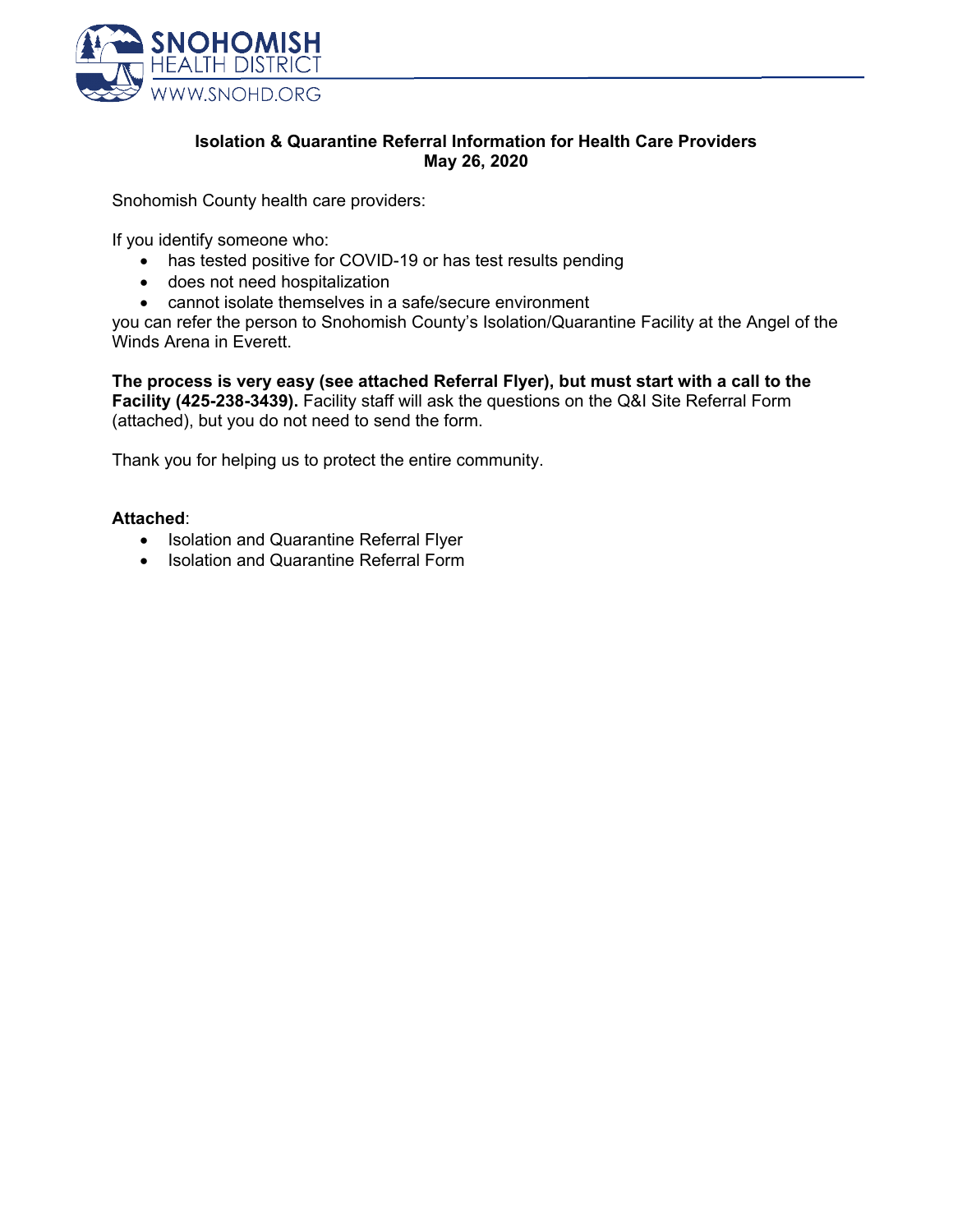SNOHOMISH HEALTH DISTRICT
WWW.SNOHD.ORG

**Isolation & Quarantine Referral Information for Health Care Providers**
**May 26, 2020**

Snohomish County health care providers:

If you identify someone who:

- has tested positive for COVID-19 or has test results pending
- does not need hospitalization
- cannot isolate themselves in a safe/secure environment

you can refer the person to Snohomish County's Isolation/Quarantine Facility at the Angel of the Winds Arena in Everett.

**The process is very easy (see attached Referral Flyer), but must start with a call to the Facility (425-238-3439).** Facility staff will ask the questions on the Q&I Site Referral Form (attached), but you do not need to send the form.

Thank you for helping us to protect the entire community.

**Attached**:

- Isolation and Quarantine Referral Flyer
- Isolation and Quarantine Referral Form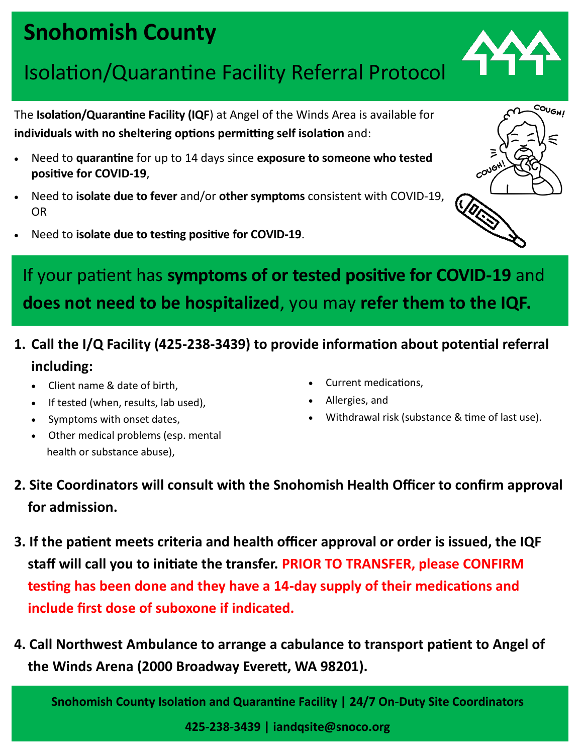# Snohomish County

## Isolation/Quarantine Facility Referral Protocol

The **Isolation/Quarantine Facility (IQF**) at Angel of the Winds Area is available for **individuals with no sheltering options permitting self isolation** and:

- Need to **quarantine** for up to 14 days since **exposure to someone who tested positive for COVID-19**,
- Need to **isolate due to fever** and/or **other symptoms** consistent with COVID-19, OR
- Need to **isolate due to testing positive for COVID-19**.

If your patient has **symptoms of or tested positive for COVID-19** and **does not need to be hospitalized**, you may **refer them to the IQF.**

1. **Call the I/Q Facility (425-238-3439) to provide information about potential referral including:**
   - Client name & date of birth,
   - If tested (when, results, lab used),
   - Symptoms with onset dates,
   - Other medical problems (esp. mental health or substance abuse),
   - Current medications,
   - Allergies, and
   - Withdrawal risk (substance & time of last use).

2. **Site Coordinators will consult with the Snohomish Health Officer to confirm approval for admission.**

3. **If the patient meets criteria and health officer approval or order is issued, the IQF staff will call you to initiate the transfer. PRIOR TO TRANSFER, please CONFIRM testing has been done and they have a 14-day supply of their medications and include first dose of suboxone if indicated.**

4. **Call Northwest Ambulance to arrange a cabulance to transport patient to Angel of the Winds Arena (2000 Broadway Everett, WA 98201).**

**Snohomish County Isolation and Quarantine Facility | 24/7 On-Duty Site Coordinators**

**425-238-3439 | iandqsite@snoco.org**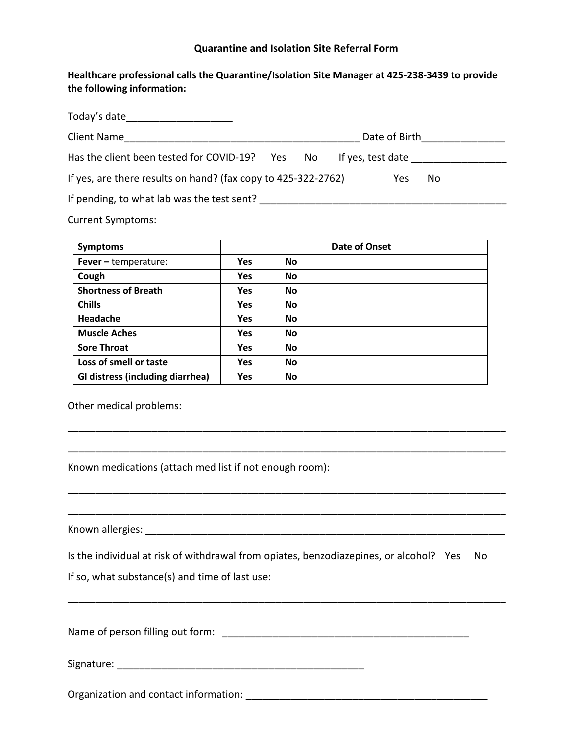# Quarantine and Isolation Site Referral Form

**Healthcare professional calls the Quarantine/Isolation Site Manager at 425-238-3439 to provide the following information:**

Today's date___________________

Client Name___________________________________________ Date of Birth_______________

Has the client been tested for COVID-19? Yes No If yes, test date _________________

If yes, are there results on hand? (fax copy to 425-322-2762) Yes No

If pending, to what lab was the test sent? _____________________________________________

Current Symptoms:

| Symptoms | | | Date of Onset |
|---|---|---|---|
| **Fever –** temperature: | **Yes** | **No** | |
| **Cough** | **Yes** | **No** | |
| **Shortness of Breath** | **Yes** | **No** | |
| **Chills** | **Yes** | **No** | |
| **Headache** | **Yes** | **No** | |
| **Muscle Aches** | **Yes** | **No** | |
| **Sore Throat** | **Yes** | **No** | |
| **Loss of smell or taste** | **Yes** | **No** | |
| **GI distress (including diarrhea)** | **Yes** | **No** | |

Other medical problems:

________________________________________________________________________________

________________________________________________________________________________

Known medications (attach med list if not enough room):

________________________________________________________________________________

________________________________________________________________________________

Known allergies: ____________________________________________________________________

Is the individual at risk of withdrawal from opiates, benzodiazepines, or alcohol? Yes No

If so, what substance(s) and time of last use:

________________________________________________________________________________

Name of person filling out form: ______________________________________________

Signature: ______________________________________________

Organization and contact information: ______________________________________________